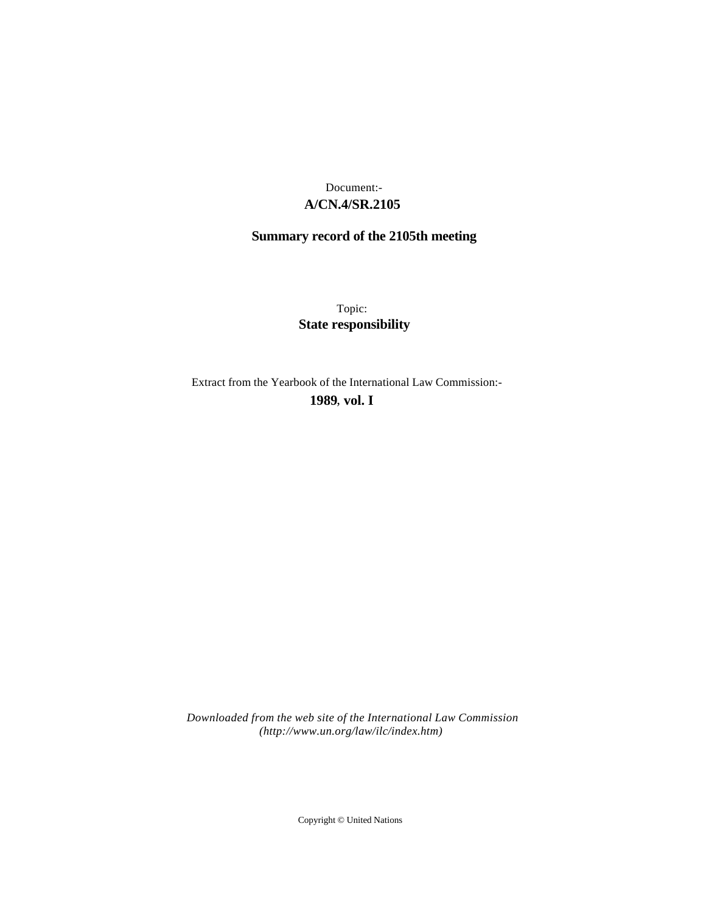Document:-
**A/CN.4/SR.2105**

**Summary record of the 2105th meeting**

Topic:
**State responsibility**

Extract from the Yearbook of the International Law Commission:-
**1989, vol. I**

*Downloaded from the web site of the International Law Commission (http://www.un.org/law/ilc/index.htm)*

Copyright © United Nations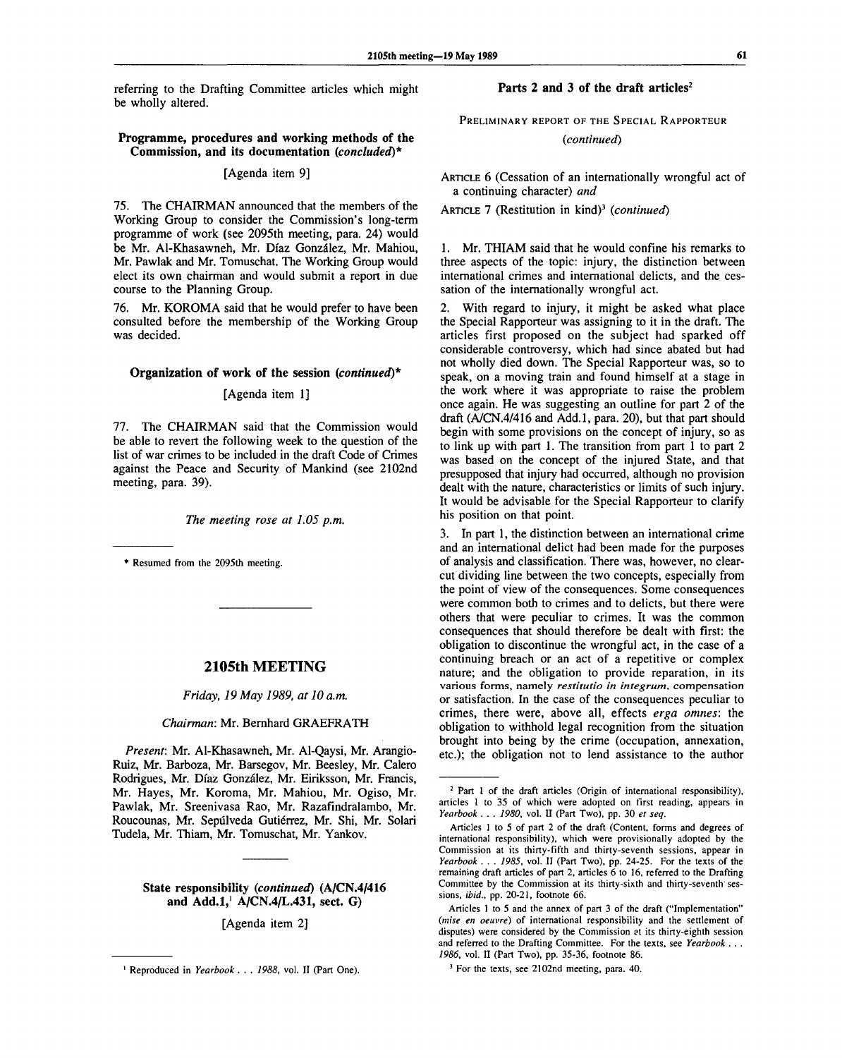referring to the Drafting Committee articles which might be wholly altered.

## Programme, procedures and working methods of the Commission, and its documentation (*concluded*)*

[Agenda item 9]

75. The CHAIRMAN announced that the members of the Working Group to consider the Commission's long-term programme of work (see 2095th meeting, para. 24) would be Mr. Al-Khasawneh, Mr. Díaz González, Mr. Mahiou, Mr. Pawlak and Mr. Tomuschat. The Working Group would elect its own chairman and would submit a report in due course to the Planning Group.

76. Mr. KOROMA said that he would prefer to have been consulted before the membership of the Working Group was decided.

## Organization of work of the session (*continued*)*

[Agenda item 1]

77. The CHAIRMAN said that the Commission would be able to revert the following week to the question of the list of war crimes to be included in the draft Code of Crimes against the Peace and Security of Mankind (see 2102nd meeting, para. 39).

*The meeting rose at 1.05 p.m.*

* Resumed from the 2095th meeting.

# 2105th MEETING

*Friday, 19 May 1989, at 10 a.m.*

*Chairman*: Mr. Bernhard GRAEFRATH

*Present*: Mr. Al-Khasawneh, Mr. Al-Qaysi, Mr. Arangio-Ruiz, Mr. Barboza, Mr. Barsegov, Mr. Beesley, Mr. Calero Rodrigues, Mr. Díaz González, Mr. Eiriksson, Mr. Francis, Mr. Hayes, Mr. Koroma, Mr. Mahiou, Mr. Ogiso, Mr. Pawlak, Mr. Sreenivasa Rao, Mr. Razafindralambo, Mr. Roucounas, Mr. Sepúlveda Gutiérrez, Mr. Shi, Mr. Solari Tudela, Mr. Thiam, Mr. Tomuschat, Mr. Yankov.

## State responsibility (*continued*) (A/CN.4/416 and Add.1,[1] A/CN.4/L.431, sect. G)

[Agenda item 2]

[1] Reproduced in *Yearbook . . . 1988*, vol. II (Part One).

### Parts 2 and 3 of the draft articles[2]

PRELIMINARY REPORT OF THE SPECIAL RAPPORTEUR

(*continued*)

ARTICLE 6 (Cessation of an internationally wrongful act of a continuing character) *and*

ARTICLE 7 (Restitution in kind)[3] (*continued*)

1. Mr. THIAM said that he would confine his remarks to three aspects of the topic: injury, the distinction between international crimes and international delicts, and the cessation of the internationally wrongful act.

2. With regard to injury, it might be asked what place the Special Rapporteur was assigning to it in the draft. The articles first proposed on the subject had sparked off considerable controversy, which had since abated but had not wholly died down. The Special Rapporteur was, so to speak, on a moving train and found himself at a stage in the work where it was appropriate to raise the problem once again. He was suggesting an outline for part 2 of the draft (A/CN.4/416 and Add.1, para. 20), but that part should begin with some provisions on the concept of injury, so as to link up with part 1. The transition from part 1 to part 2 was based on the concept of the injured State, and that presupposed that injury had occurred, although no provision dealt with the nature, characteristics or limits of such injury. It would be advisable for the Special Rapporteur to clarify his position on that point.

3. In part 1, the distinction between an international crime and an international delict had been made for the purposes of analysis and classification. There was, however, no clear-cut dividing line between the two concepts, especially from the point of view of the consequences. Some consequences were common both to crimes and to delicts, but there were others that were peculiar to crimes. It was the common consequences that should therefore be dealt with first: the obligation to discontinue the wrongful act, in the case of a continuing breach or an act of a repetitive or complex nature; and the obligation to provide reparation, in its various forms, namely *restitutio in integrum*, compensation or satisfaction. In the case of the consequences peculiar to crimes, there were, above all, effects *erga omnes*: the obligation to withhold legal recognition from the situation brought into being by the crime (occupation, annexation, etc.); the obligation not to lend assistance to the author

[2] Part 1 of the draft articles (Origin of international responsibility), articles 1 to 35 of which were adopted on first reading, appears in *Yearbook . . . 1980*, vol. II (Part Two), pp. 30 *et seq.*

Articles 1 to 5 of part 2 of the draft (Content, forms and degrees of international responsibility), which were provisionally adopted by the Commission at its thirty-fifth and thirty-seventh sessions, appear in *Yearbook . . . 1985*, vol. II (Part Two), pp. 24-25. For the texts of the remaining draft articles of part 2, articles 6 to 16, referred to the Drafting Committee by the Commission at its thirty-sixth and thirty-seventh sessions, *ibid.*, pp. 20-21, footnote 66.

Articles 1 to 5 and the annex of part 3 of the draft ("Implementation" (*mise en oeuvre*) of international responsibility and the settlement of disputes) were considered by the Commission at its thirty-eighth session and referred to the Drafting Committee. For the texts, see *Yearbook . . . 1986*, vol. II (Part Two), pp. 35-36, footnote 86.

[3] For the texts, see 2102nd meeting, para. 40.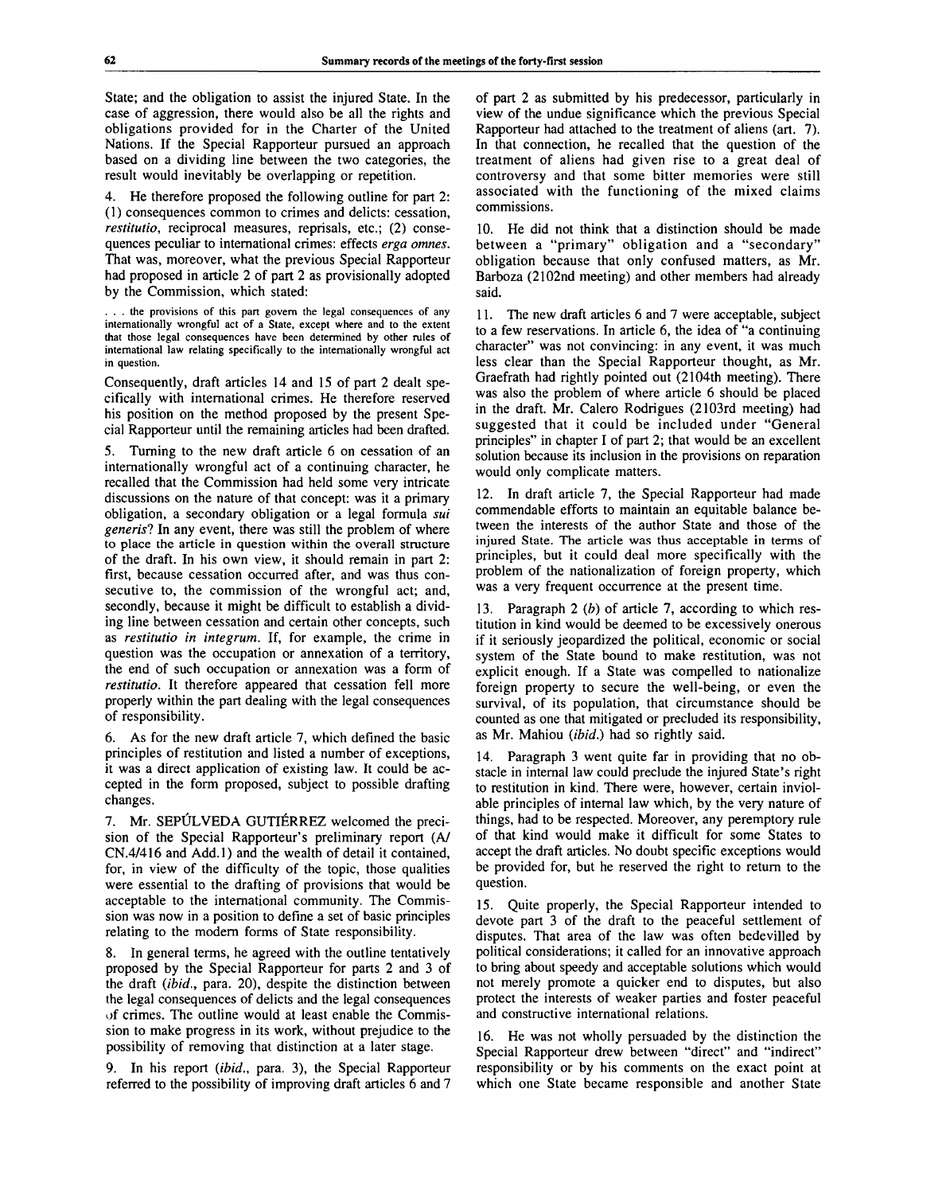State; and the obligation to assist the injured State. In the case of aggression, there would also be all the rights and obligations provided for in the Charter of the United Nations. If the Special Rapporteur pursued an approach based on a dividing line between the two categories, the result would inevitably be overlapping or repetition.

4. He therefore proposed the following outline for part 2: (1) consequences common to crimes and delicts: cessation, *restitutio*, reciprocal measures, reprisals, etc.; (2) consequences peculiar to international crimes: effects *erga omnes*. That was, moreover, what the previous Special Rapporteur had proposed in article 2 of part 2 as provisionally adopted by the Commission, which stated:

> . . . the provisions of this part govern the legal consequences of any internationally wrongful act of a State, except where and to the extent that those legal consequences have been determined by other rules of international law relating specifically to the internationally wrongful act in question.

Consequently, draft articles 14 and 15 of part 2 dealt specifically with international crimes. He therefore reserved his position on the method proposed by the present Special Rapporteur until the remaining articles had been drafted.

5. Turning to the new draft article 6 on cessation of an internationally wrongful act of a continuing character, he recalled that the Commission had held some very intricate discussions on the nature of that concept: was it a primary obligation, a secondary obligation or a legal formula *sui generis*? In any event, there was still the problem of where to place the article in question within the overall structure of the draft. In his own view, it should remain in part 2: first, because cessation occurred after, and was thus consecutive to, the commission of the wrongful act; and, secondly, because it might be difficult to establish a dividing line between cessation and certain other concepts, such as *restitutio in integrum*. If, for example, the crime in question was the occupation or annexation of a territory, the end of such occupation or annexation was a form of *restitutio*. It therefore appeared that cessation fell more properly within the part dealing with the legal consequences of responsibility.

6. As for the new draft article 7, which defined the basic principles of restitution and listed a number of exceptions, it was a direct application of existing law. It could be accepted in the form proposed, subject to possible drafting changes.

7. Mr. SEPÚLVEDA GUTIÉRREZ welcomed the precision of the Special Rapporteur's preliminary report (A/CN.4/416 and Add.1) and the wealth of detail it contained, for, in view of the difficulty of the topic, those qualities were essential to the drafting of provisions that would be acceptable to the international community. The Commission was now in a position to define a set of basic principles relating to the modern forms of State responsibility.

8. In general terms, he agreed with the outline tentatively proposed by the Special Rapporteur for parts 2 and 3 of the draft (*ibid.*, para. 20), despite the distinction between the legal consequences of delicts and the legal consequences of crimes. The outline would at least enable the Commission to make progress in its work, without prejudice to the possibility of removing that distinction at a later stage.

9. In his report (*ibid.*, para. 3), the Special Rapporteur referred to the possibility of improving draft articles 6 and 7 of part 2 as submitted by his predecessor, particularly in view of the undue significance which the previous Special Rapporteur had attached to the treatment of aliens (art. 7). In that connection, he recalled that the question of the treatment of aliens had given rise to a great deal of controversy and that some bitter memories were still associated with the functioning of the mixed claims commissions.

10. He did not think that a distinction should be made between a "primary" obligation and a "secondary" obligation because that only confused matters, as Mr. Barboza (2102nd meeting) and other members had already said.

11. The new draft articles 6 and 7 were acceptable, subject to a few reservations. In article 6, the idea of "a continuing character" was not convincing: in any event, it was much less clear than the Special Rapporteur thought, as Mr. Graefrath had rightly pointed out (2104th meeting). There was also the problem of where article 6 should be placed in the draft. Mr. Calero Rodrigues (2103rd meeting) had suggested that it could be included under "General principles" in chapter I of part 2; that would be an excellent solution because its inclusion in the provisions on reparation would only complicate matters.

12. In draft article 7, the Special Rapporteur had made commendable efforts to maintain an equitable balance between the interests of the author State and those of the injured State. The article was thus acceptable in terms of principles, but it could deal more specifically with the problem of the nationalization of foreign property, which was a very frequent occurrence at the present time.

13. Paragraph 2 (*b*) of article 7, according to which restitution in kind would be deemed to be excessively onerous if it seriously jeopardized the political, economic or social system of the State bound to make restitution, was not explicit enough. If a State was compelled to nationalize foreign property to secure the well-being, or even the survival, of its population, that circumstance should be counted as one that mitigated or precluded its responsibility, as Mr. Mahiou (*ibid.*) had so rightly said.

14. Paragraph 3 went quite far in providing that no obstacle in internal law could preclude the injured State's right to restitution in kind. There were, however, certain inviolable principles of internal law which, by the very nature of things, had to be respected. Moreover, any peremptory rule of that kind would make it difficult for some States to accept the draft articles. No doubt specific exceptions would be provided for, but he reserved the right to return to the question.

15. Quite properly, the Special Rapporteur intended to devote part 3 of the draft to the peaceful settlement of disputes. That area of the law was often bedevilled by political considerations; it called for an innovative approach to bring about speedy and acceptable solutions which would not merely promote a quicker end to disputes, but also protect the interests of weaker parties and foster peaceful and constructive international relations.

16. He was not wholly persuaded by the distinction the Special Rapporteur drew between "direct" and "indirect" responsibility or by his comments on the exact point at which one State became responsible and another State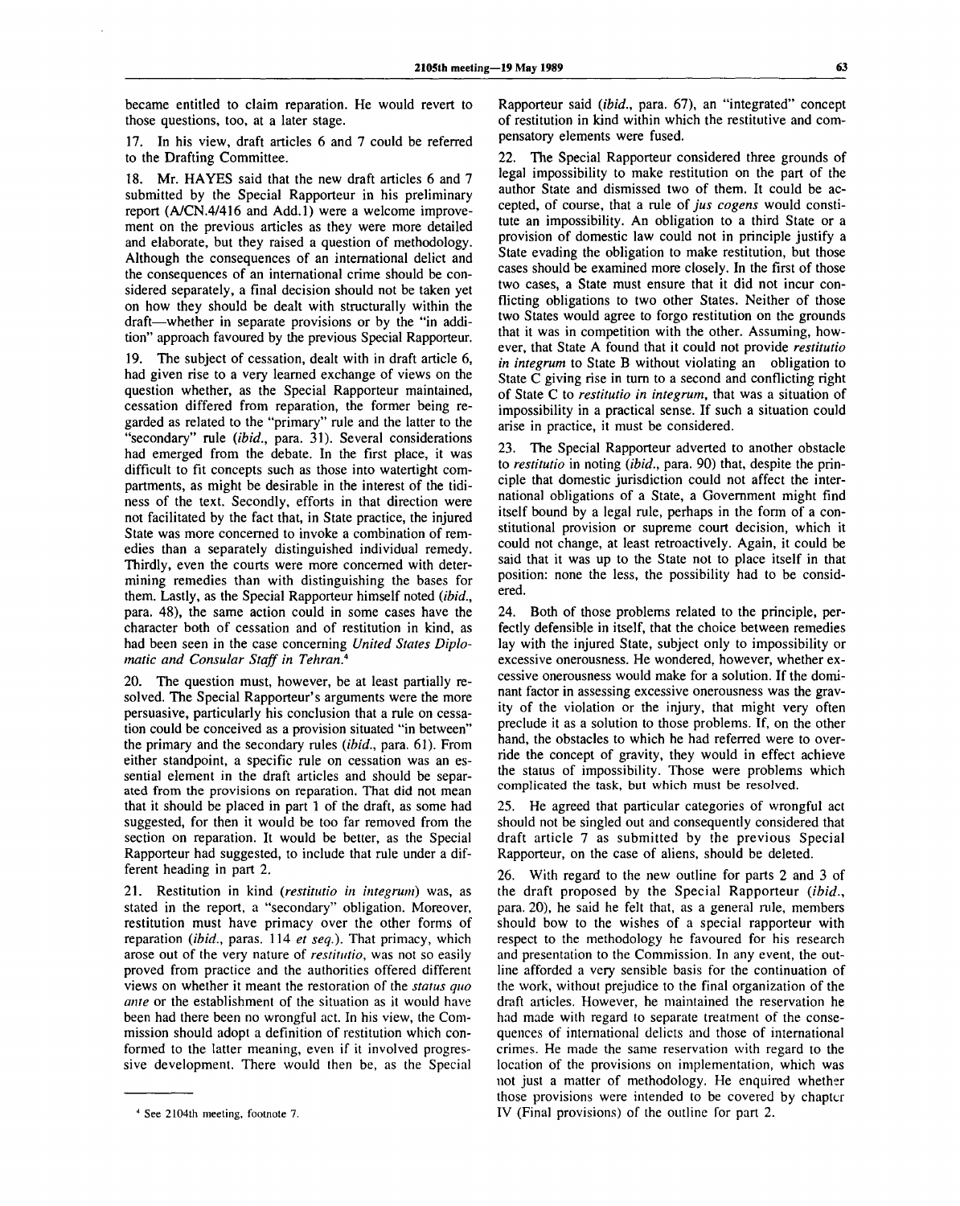became entitled to claim reparation. He would revert to those questions, too, at a later stage.

17. In his view, draft articles 6 and 7 could be referred to the Drafting Committee.

18. Mr. HAYES said that the new draft articles 6 and 7 submitted by the Special Rapporteur in his preliminary report (A/CN.4/416 and Add.1) were a welcome improvement on the previous articles as they were more detailed and elaborate, but they raised a question of methodology. Although the consequences of an international delict and the consequences of an international crime should be considered separately, a final decision should not be taken yet on how they should be dealt with structurally within the draft—whether in separate provisions or by the "in addition" approach favoured by the previous Special Rapporteur.

19. The subject of cessation, dealt with in draft article 6, had given rise to a very learned exchange of views on the question whether, as the Special Rapporteur maintained, cessation differed from reparation, the former being regarded as related to the "primary" rule and the latter to the "secondary" rule (*ibid.*, para. 31). Several considerations had emerged from the debate. In the first place, it was difficult to fit concepts such as those into watertight compartments, as might be desirable in the interest of the tidiness of the text. Secondly, efforts in that direction were not facilitated by the fact that, in State practice, the injured State was more concerned to invoke a combination of remedies than a separately distinguished individual remedy. Thirdly, even the courts were more concerned with determining remedies than with distinguishing the bases for them. Lastly, as the Special Rapporteur himself noted (*ibid.*, para. 48), the same action could in some cases have the character both of cessation and of restitution in kind, as had been seen in the case concerning *United States Diplomatic and Consular Staff in Tehran.*[4]

20. The question must, however, be at least partially resolved. The Special Rapporteur's arguments were the more persuasive, particularly his conclusion that a rule on cessation could be conceived as a provision situated "in between" the primary and the secondary rules (*ibid.*, para. 61). From either standpoint, a specific rule on cessation was an essential element in the draft articles and should be separated from the provisions on reparation. That did not mean that it should be placed in part 1 of the draft, as some had suggested, for then it would be too far removed from the section on reparation. It would be better, as the Special Rapporteur had suggested, to include that rule under a different heading in part 2.

21. Restitution in kind (*restitutio in integrum*) was, as stated in the report, a "secondary" obligation. Moreover, restitution must have primacy over the other forms of reparation (*ibid.*, paras. 114 *et seq.*). That primacy, which arose out of the very nature of *restitutio*, was not so easily proved from practice and the authorities offered different views on whether it meant the restoration of the *status quo ante* or the establishment of the situation as it would have been had there been no wrongful act. In his view, the Commission should adopt a definition of restitution which conformed to the latter meaning, even if it involved progressive development. There would then be, as the Special Rapporteur said (*ibid.*, para. 67), an "integrated" concept of restitution in kind within which the restitutive and compensatory elements were fused.

22. The Special Rapporteur considered three grounds of legal impossibility to make restitution on the part of the author State and dismissed two of them. It could be accepted, of course, that a rule of *jus cogens* would constitute an impossibility. An obligation to a third State or a provision of domestic law could not in principle justify a State evading the obligation to make restitution, but those cases should be examined more closely. In the first of those two cases, a State must ensure that it did not incur conflicting obligations to two other States. Neither of those two States would agree to forgo restitution on the grounds that it was in competition with the other. Assuming, however, that State A found that it could not provide *restitutio in integrum* to State B without violating an obligation to State C giving rise in turn to a second and conflicting right of State C to *restitutio in integrum*, that was a situation of impossibility in a practical sense. If such a situation could arise in practice, it must be considered.

23. The Special Rapporteur adverted to another obstacle to *restitutio* in noting (*ibid.*, para. 90) that, despite the principle that domestic jurisdiction could not affect the international obligations of a State, a Government might find itself bound by a legal rule, perhaps in the form of a constitutional provision or supreme court decision, which it could not change, at least retroactively. Again, it could be said that it was up to the State not to place itself in that position: none the less, the possibility had to be considered.

24. Both of those problems related to the principle, perfectly defensible in itself, that the choice between remedies lay with the injured State, subject only to impossibility or excessive onerousness. He wondered, however, whether excessive onerousness would make for a solution. If the dominant factor in assessing excessive onerousness was the gravity of the violation or the injury, that might very often preclude it as a solution to those problems. If, on the other hand, the obstacles to which he had referred were to override the concept of gravity, they would in effect achieve the status of impossibility. Those were problems which complicated the task, but which must be resolved.

25. He agreed that particular categories of wrongful act should not be singled out and consequently considered that draft article 7 as submitted by the previous Special Rapporteur, on the case of aliens, should be deleted.

26. With regard to the new outline for parts 2 and 3 of the draft proposed by the Special Rapporteur (*ibid.*, para. 20), he said he felt that, as a general rule, members should bow to the wishes of a special rapporteur with respect to the methodology he favoured for his research and presentation to the Commission. In any event, the outline afforded a very sensible basis for the continuation of the work, without prejudice to the final organization of the draft articles. However, he maintained the reservation he had made with regard to separate treatment of the consequences of international delicts and those of international crimes. He made the same reservation with regard to the location of the provisions on implementation, which was not just a matter of methodology. He enquired whether those provisions were intended to be covered by chapter IV (Final provisions) of the outline for part 2.

---

[4] See 2104th meeting, footnote 7.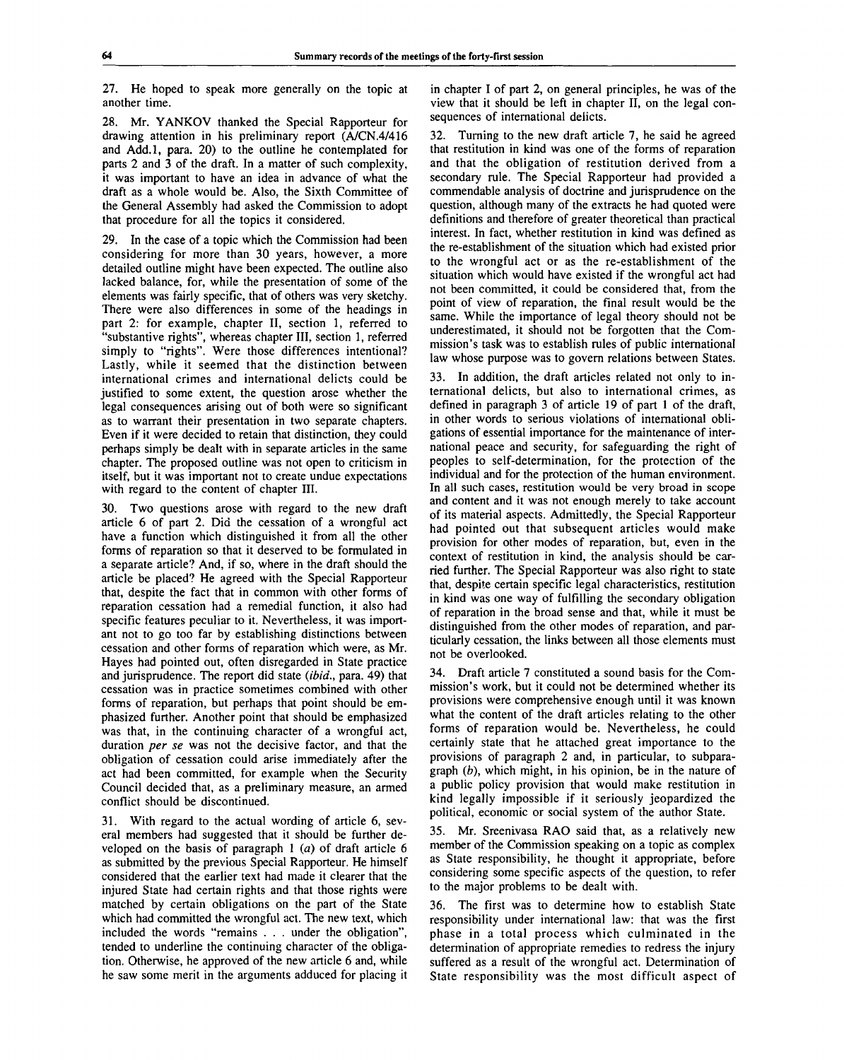27. He hoped to speak more generally on the topic at another time.

28. Mr. YANKOV thanked the Special Rapporteur for drawing attention in his preliminary report (A/CN.4/416 and Add.1, para. 20) to the outline he contemplated for parts 2 and 3 of the draft. In a matter of such complexity, it was important to have an idea in advance of what the draft as a whole would be. Also, the Sixth Committee of the General Assembly had asked the Commission to adopt that procedure for all the topics it considered.

29. In the case of a topic which the Commission had been considering for more than 30 years, however, a more detailed outline might have been expected. The outline also lacked balance, for, while the presentation of some of the elements was fairly specific, that of others was very sketchy. There were also differences in some of the headings in part 2: for example, chapter II, section 1, referred to "substantive rights", whereas chapter III, section 1, referred simply to "rights". Were those differences intentional? Lastly, while it seemed that the distinction between international crimes and international delicts could be justified to some extent, the question arose whether the legal consequences arising out of both were so significant as to warrant their presentation in two separate chapters. Even if it were decided to retain that distinction, they could perhaps simply be dealt with in separate articles in the same chapter. The proposed outline was not open to criticism in itself, but it was important not to create undue expectations with regard to the content of chapter III.

30. Two questions arose with regard to the new draft article 6 of part 2. Did the cessation of a wrongful act have a function which distinguished it from all the other forms of reparation so that it deserved to be formulated in a separate article? And, if so, where in the draft should the article be placed? He agreed with the Special Rapporteur that, despite the fact that in common with other forms of reparation cessation had a remedial function, it also had specific features peculiar to it. Nevertheless, it was important not to go too far by establishing distinctions between cessation and other forms of reparation which were, as Mr. Hayes had pointed out, often disregarded in State practice and jurisprudence. The report did state (*ibid.*, para. 49) that cessation was in practice sometimes combined with other forms of reparation, but perhaps that point should be emphasized further. Another point that should be emphasized was that, in the continuing character of a wrongful act, duration *per se* was not the decisive factor, and that the obligation of cessation could arise immediately after the act had been committed, for example when the Security Council decided that, as a preliminary measure, an armed conflict should be discontinued.

31. With regard to the actual wording of article 6, several members had suggested that it should be further developed on the basis of paragraph 1 (*a*) of draft article 6 as submitted by the previous Special Rapporteur. He himself considered that the earlier text had made it clearer that the injured State had certain rights and that those rights were matched by certain obligations on the part of the State which had committed the wrongful act. The new text, which included the words "remains . . . under the obligation", tended to underline the continuing character of the obligation. Otherwise, he approved of the new article 6 and, while he saw some merit in the arguments adduced for placing it in chapter I of part 2, on general principles, he was of the view that it should be left in chapter II, on the legal consequences of international delicts.

32. Turning to the new draft article 7, he said he agreed that restitution in kind was one of the forms of reparation and that the obligation of restitution derived from a secondary rule. The Special Rapporteur had provided a commendable analysis of doctrine and jurisprudence on the question, although many of the extracts he had quoted were definitions and therefore of greater theoretical than practical interest. In fact, whether restitution in kind was defined as the re-establishment of the situation which had existed prior to the wrongful act or as the re-establishment of the situation which would have existed if the wrongful act had not been committed, it could be considered that, from the point of view of reparation, the final result would be the same. While the importance of legal theory should not be underestimated, it should not be forgotten that the Commission's task was to establish rules of public international law whose purpose was to govern relations between States.

33. In addition, the draft articles related not only to international delicts, but also to international crimes, as defined in paragraph 3 of article 19 of part 1 of the draft, in other words to serious violations of international obligations of essential importance for the maintenance of international peace and security, for safeguarding the right of peoples to self-determination, for the protection of the individual and for the protection of the human environment. In all such cases, restitution would be very broad in scope and content and it was not enough merely to take account of its material aspects. Admittedly, the Special Rapporteur had pointed out that subsequent articles would make provision for other modes of reparation, but, even in the context of restitution in kind, the analysis should be carried further. The Special Rapporteur was also right to state that, despite certain specific legal characteristics, restitution in kind was one way of fulfilling the secondary obligation of reparation in the broad sense and that, while it must be distinguished from the other modes of reparation, and particularly cessation, the links between all those elements must not be overlooked.

34. Draft article 7 constituted a sound basis for the Commission's work, but it could not be determined whether its provisions were comprehensive enough until it was known what the content of the draft articles relating to the other forms of reparation would be. Nevertheless, he could certainly state that he attached great importance to the provisions of paragraph 2 and, in particular, to subparagraph (*b*), which might, in his opinion, be in the nature of a public policy provision that would make restitution in kind legally impossible if it seriously jeopardized the political, economic or social system of the author State.

35. Mr. Sreenivasa RAO said that, as a relatively new member of the Commission speaking on a topic as complex as State responsibility, he thought it appropriate, before considering some specific aspects of the question, to refer to the major problems to be dealt with.

36. The first was to determine how to establish State responsibility under international law: that was the first phase in a total process which culminated in the determination of appropriate remedies to redress the injury suffered as a result of the wrongful act. Determination of State responsibility was the most difficult aspect of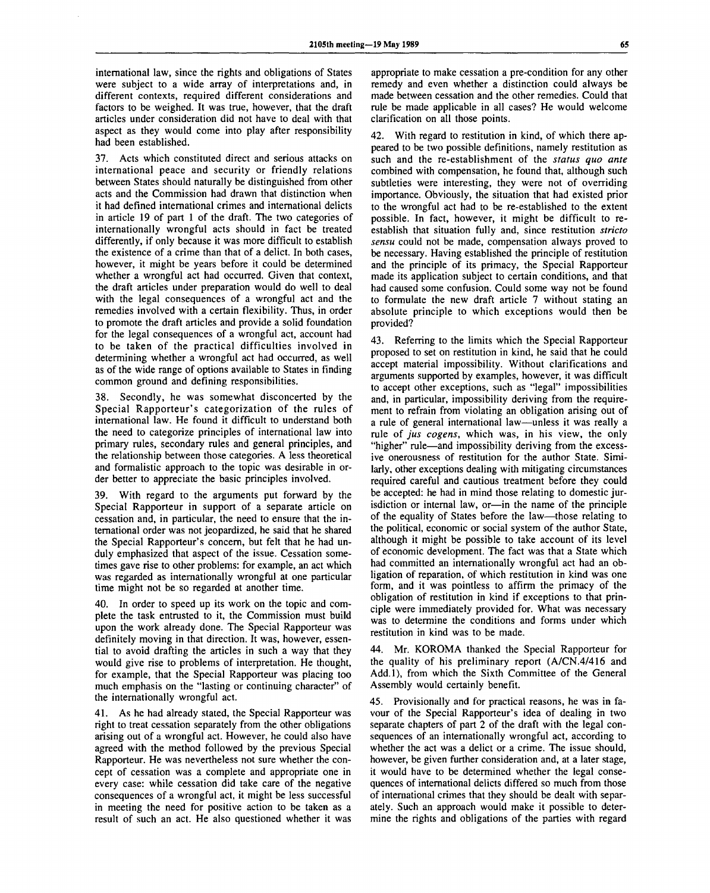international law, since the rights and obligations of States were subject to a wide array of interpretations and, in different contexts, required different considerations and factors to be weighed. It was true, however, that the draft articles under consideration did not have to deal with that aspect as they would come into play after responsibility had been established.

37. Acts which constituted direct and serious attacks on international peace and security or friendly relations between States should naturally be distinguished from other acts and the Commission had drawn that distinction when it had defined international crimes and international delicts in article 19 of part 1 of the draft. The two categories of internationally wrongful acts should in fact be treated differently, if only because it was more difficult to establish the existence of a crime than that of a delict. In both cases, however, it might be years before it could be determined whether a wrongful act had occurred. Given that context, the draft articles under preparation would do well to deal with the legal consequences of a wrongful act and the remedies involved with a certain flexibility. Thus, in order to promote the draft articles and provide a solid foundation for the legal consequences of a wrongful act, account had to be taken of the practical difficulties involved in determining whether a wrongful act had occurred, as well as of the wide range of options available to States in finding common ground and defining responsibilities.

38. Secondly, he was somewhat disconcerted by the Special Rapporteur's categorization of the rules of international law. He found it difficult to understand both the need to categorize principles of international law into primary rules, secondary rules and general principles, and the relationship between those categories. A less theoretical and formalistic approach to the topic was desirable in order better to appreciate the basic principles involved.

39. With regard to the arguments put forward by the Special Rapporteur in support of a separate article on cessation and, in particular, the need to ensure that the international order was not jeopardized, he said that he shared the Special Rapporteur's concern, but felt that he had unduly emphasized that aspect of the issue. Cessation sometimes gave rise to other problems: for example, an act which was regarded as internationally wrongful at one particular time might not be so regarded at another time.

40. In order to speed up its work on the topic and complete the task entrusted to it, the Commission must build upon the work already done. The Special Rapporteur was definitely moving in that direction. It was, however, essential to avoid drafting the articles in such a way that they would give rise to problems of interpretation. He thought, for example, that the Special Rapporteur was placing too much emphasis on the "lasting or continuing character" of the internationally wrongful act.

41. As he had already stated, the Special Rapporteur was right to treat cessation separately from the other obligations arising out of a wrongful act. However, he could also have agreed with the method followed by the previous Special Rapporteur. He was nevertheless not sure whether the concept of cessation was a complete and appropriate one in every case: while cessation did take care of the negative consequences of a wrongful act, it might be less successful in meeting the need for positive action to be taken as a result of such an act. He also questioned whether it was appropriate to make cessation a pre-condition for any other remedy and even whether a distinction could always be made between cessation and the other remedies. Could that rule be made applicable in all cases? He would welcome clarification on all those points.

42. With regard to restitution in kind, of which there appeared to be two possible definitions, namely restitution as such and the re-establishment of the *status quo ante* combined with compensation, he found that, although such subtleties were interesting, they were not of overriding importance. Obviously, the situation that had existed prior to the wrongful act had to be re-established to the extent possible. In fact, however, it might be difficult to re-establish that situation fully and, since restitution *stricto sensu* could not be made, compensation always proved to be necessary. Having established the principle of restitution and the principle of its primacy, the Special Rapporteur made its application subject to certain conditions, and that had caused some confusion. Could some way not be found to formulate the new draft article 7 without stating an absolute principle to which exceptions would then be provided?

43. Referring to the limits which the Special Rapporteur proposed to set on restitution in kind, he said that he could accept material impossibility. Without clarifications and arguments supported by examples, however, it was difficult to accept other exceptions, such as "legal" impossibilities and, in particular, impossibility deriving from the requirement to refrain from violating an obligation arising out of a rule of general international law—unless it was really a rule of *jus cogens*, which was, in his view, the only "higher" rule—and impossibility deriving from the excessive onerousness of restitution for the author State. Similarly, other exceptions dealing with mitigating circumstances required careful and cautious treatment before they could be accepted: he had in mind those relating to domestic jurisdiction or internal law, or—in the name of the principle of the equality of States before the law—those relating to the political, economic or social system of the author State, although it might be possible to take account of its level of economic development. The fact was that a State which had committed an internationally wrongful act had an obligation of reparation, of which restitution in kind was one form, and it was pointless to affirm the primacy of the obligation of restitution in kind if exceptions to that principle were immediately provided for. What was necessary was to determine the conditions and forms under which restitution in kind was to be made.

44. Mr. KOROMA thanked the Special Rapporteur for the quality of his preliminary report (A/CN.4/416 and Add.1), from which the Sixth Committee of the General Assembly would certainly benefit.

45. Provisionally and for practical reasons, he was in favour of the Special Rapporteur's idea of dealing in two separate chapters of part 2 of the draft with the legal consequences of an internationally wrongful act, according to whether the act was a delict or a crime. The issue should, however, be given further consideration and, at a later stage, it would have to be determined whether the legal consequences of international delicts differed so much from those of international crimes that they should be dealt with separately. Such an approach would make it possible to determine the rights and obligations of the parties with regard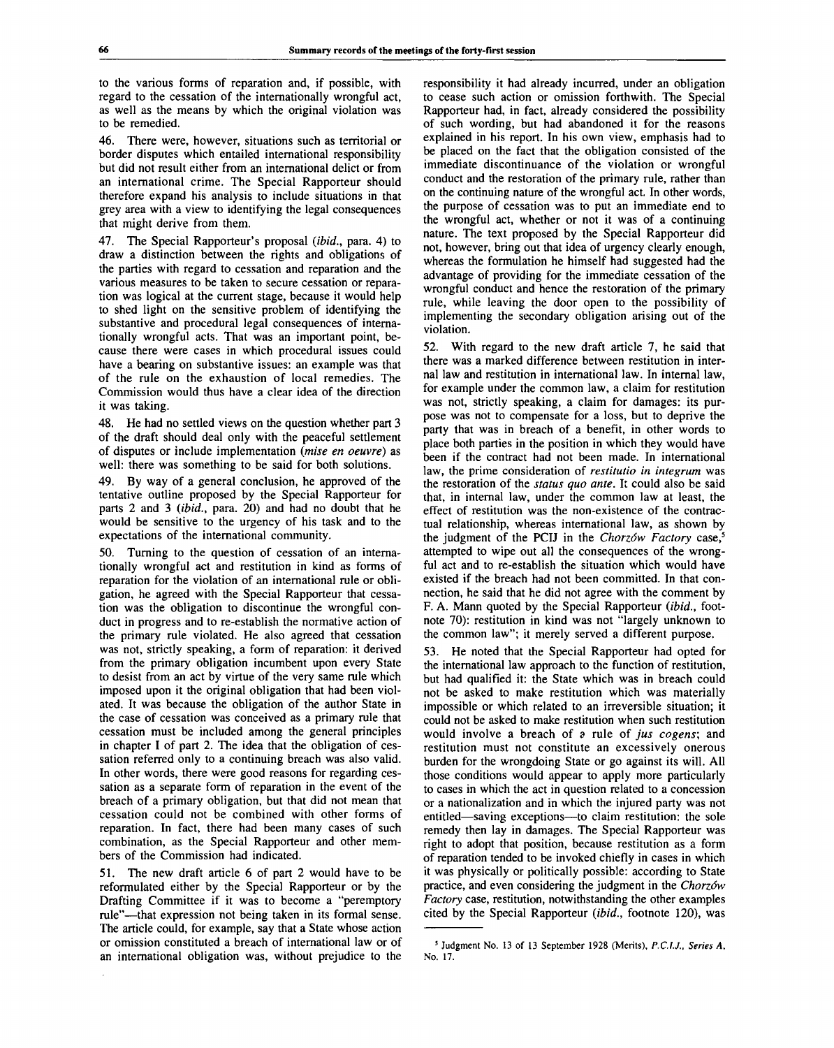to the various forms of reparation and, if possible, with regard to the cessation of the internationally wrongful act, as well as the means by which the original violation was to be remedied.

46. There were, however, situations such as territorial or border disputes which entailed international responsibility but did not result either from an international delict or from an international crime. The Special Rapporteur should therefore expand his analysis to include situations in that grey area with a view to identifying the legal consequences that might derive from them.

47. The Special Rapporteur's proposal (*ibid.*, para. 4) to draw a distinction between the rights and obligations of the parties with regard to cessation and reparation and the various measures to be taken to secure cessation or reparation was logical at the current stage, because it would help to shed light on the sensitive problem of identifying the substantive and procedural legal consequences of internationally wrongful acts. That was an important point, because there were cases in which procedural issues could have a bearing on substantive issues: an example was that of the rule on the exhaustion of local remedies. The Commission would thus have a clear idea of the direction it was taking.

48. He had no settled views on the question whether part 3 of the draft should deal only with the peaceful settlement of disputes or include implementation (*mise en oeuvre*) as well: there was something to be said for both solutions.

49. By way of a general conclusion, he approved of the tentative outline proposed by the Special Rapporteur for parts 2 and 3 (*ibid.*, para. 20) and had no doubt that he would be sensitive to the urgency of his task and to the expectations of the international community.

50. Turning to the question of cessation of an internationally wrongful act and restitution in kind as forms of reparation for the violation of an international rule or obligation, he agreed with the Special Rapporteur that cessation was the obligation to discontinue the wrongful conduct in progress and to re-establish the normative action of the primary rule violated. He also agreed that cessation was not, strictly speaking, a form of reparation: it derived from the primary obligation incumbent upon every State to desist from an act by virtue of the very same rule which imposed upon it the original obligation that had been violated. It was because the obligation of the author State in the case of cessation was conceived as a primary rule that cessation must be included among the general principles in chapter I of part 2. The idea that the obligation of cessation referred only to a continuing breach was also valid. In other words, there were good reasons for regarding cessation as a separate form of reparation in the event of the breach of a primary obligation, but that did not mean that cessation could not be combined with other forms of reparation. In fact, there had been many cases of such combination, as the Special Rapporteur and other members of the Commission had indicated.

51. The new draft article 6 of part 2 would have to be reformulated either by the Special Rapporteur or by the Drafting Committee if it was to become a "peremptory rule"—that expression not being taken in its formal sense. The article could, for example, say that a State whose action or omission constituted a breach of international law or of an international obligation was, without prejudice to the responsibility it had already incurred, under an obligation to cease such action or omission forthwith. The Special Rapporteur had, in fact, already considered the possibility of such wording, but had abandoned it for the reasons explained in his report. In his own view, emphasis had to be placed on the fact that the obligation consisted of the immediate discontinuance of the violation or wrongful conduct and the restoration of the primary rule, rather than on the continuing nature of the wrongful act. In other words, the purpose of cessation was to put an immediate end to the wrongful act, whether or not it was of a continuing nature. The text proposed by the Special Rapporteur did not, however, bring out that idea of urgency clearly enough, whereas the formulation he himself had suggested had the advantage of providing for the immediate cessation of the wrongful conduct and hence the restoration of the primary rule, while leaving the door open to the possibility of implementing the secondary obligation arising out of the violation.

52. With regard to the new draft article 7, he said that there was a marked difference between restitution in internal law and restitution in international law. In internal law, for example under the common law, a claim for restitution was not, strictly speaking, a claim for damages: its purpose was not to compensate for a loss, but to deprive the party that was in breach of a benefit, in other words to place both parties in the position in which they would have been if the contract had not been made. In international law, the prime consideration of *restitutio in integrum* was the restoration of the *status quo ante*. It could also be said that, in internal law, under the common law at least, the effect of restitution was the non-existence of the contractual relationship, whereas international law, as shown by the judgment of the PCIJ in the *Chorzów Factory* case,[5] attempted to wipe out all the consequences of the wrongful act and to re-establish the situation which would have existed if the breach had not been committed. In that connection, he said that he did not agree with the comment by F. A. Mann quoted by the Special Rapporteur (*ibid.*, footnote 70): restitution in kind was not "largely unknown to the common law"; it merely served a different purpose.

53. He noted that the Special Rapporteur had opted for the international law approach to the function of restitution, but had qualified it: the State which was in breach could not be asked to make restitution which was materially impossible or which related to an irreversible situation; it could not be asked to make restitution when such restitution would involve a breach of a rule of *jus cogens*; and restitution must not constitute an excessively onerous burden for the wrongdoing State or go against its will. All those conditions would appear to apply more particularly to cases in which the act in question related to a concession or a nationalization and in which the injured party was not entitled—saving exceptions—to claim restitution: the sole remedy then lay in damages. The Special Rapporteur was right to adopt that position, because restitution as a form of reparation tended to be invoked chiefly in cases in which it was physically or politically possible: according to State practice, and even considering the judgment in the *Chorzów Factory* case, restitution, notwithstanding the other examples cited by the Special Rapporteur (*ibid.*, footnote 120), was

[5] Judgment No. 13 of 13 September 1928 (Merits), *P.C.I.J., Series A*, No. 17.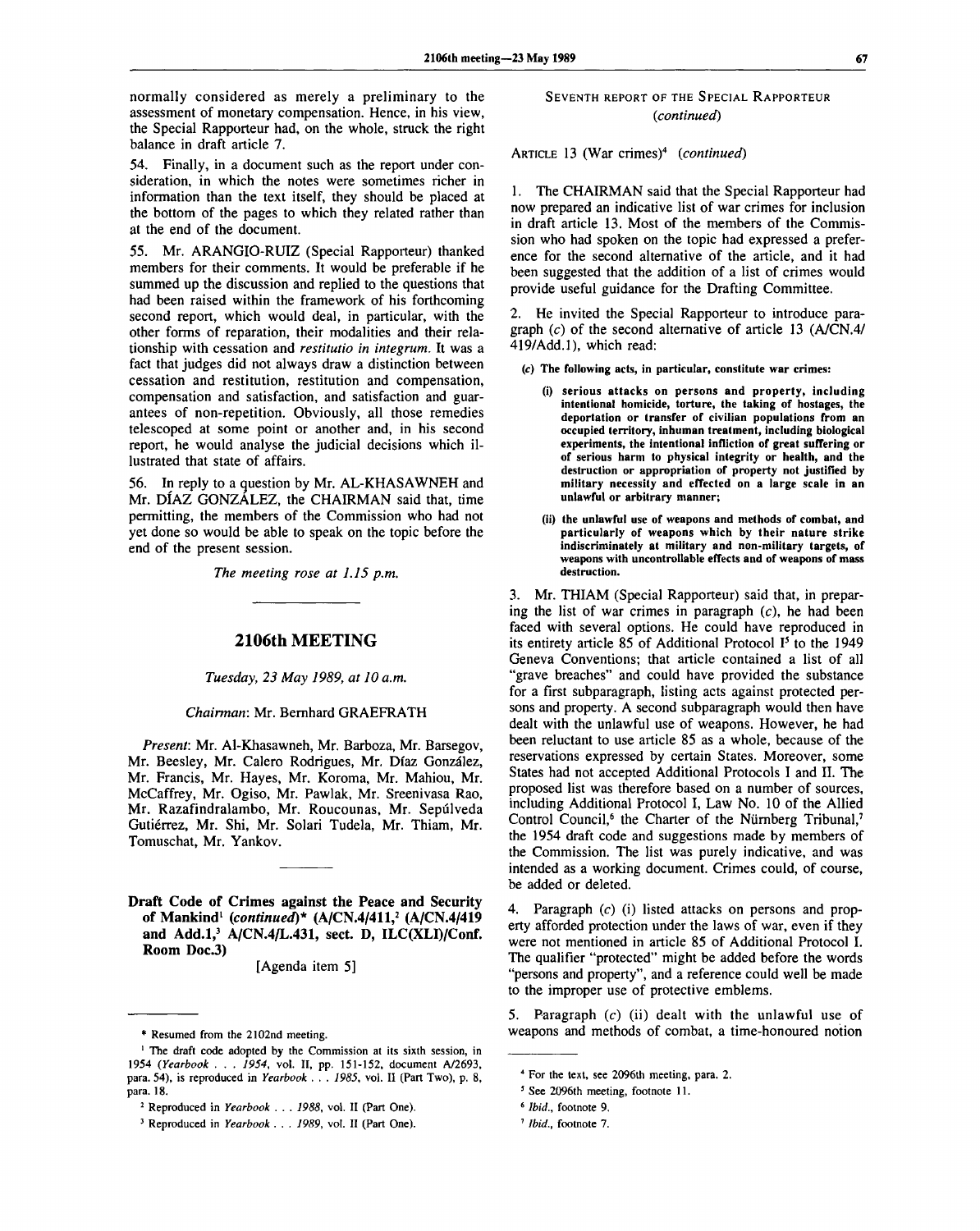normally considered as merely a preliminary to the assessment of monetary compensation. Hence, in his view, the Special Rapporteur had, on the whole, struck the right balance in draft article 7.

54. Finally, in a document such as the report under consideration, in which the notes were sometimes richer in information than the text itself, they should be placed at the bottom of the pages to which they related rather than at the end of the document.

55. Mr. ARANGIO-RUIZ (Special Rapporteur) thanked members for their comments. It would be preferable if he summed up the discussion and replied to the questions that had been raised within the framework of his forthcoming second report, which would deal, in particular, with the other forms of reparation, their modalities and their relationship with cessation and *restitutio in integrum*. It was a fact that judges did not always draw a distinction between cessation and restitution, restitution and compensation, compensation and satisfaction, and satisfaction and guarantees of non-repetition. Obviously, all those remedies telescoped at some point or another and, in his second report, he would analyse the judicial decisions which illustrated that state of affairs.

56. In reply to a question by Mr. AL-KHASAWNEH and Mr. DÍAZ GONZÁLEZ, the CHAIRMAN said that, time permitting, the members of the Commission who had not yet done so would be able to speak on the topic before the end of the present session.

*The meeting rose at 1.15 p.m.*

## 2106th MEETING

*Tuesday, 23 May 1989, at 10 a.m.*

*Chairman*: Mr. Bernhard GRAEFRATH

*Present*: Mr. Al-Khasawneh, Mr. Barboza, Mr. Barsegov, Mr. Beesley, Mr. Calero Rodrigues, Mr. Díaz González, Mr. Francis, Mr. Hayes, Mr. Koroma, Mr. Mahiou, Mr. McCaffrey, Mr. Ogiso, Mr. Pawlak, Mr. Sreenivasa Rao, Mr. Razafindralambo, Mr. Roucounas, Mr. Sepúlveda Gutiérrez, Mr. Shi, Mr. Solari Tudela, Mr. Thiam, Mr. Tomuschat, Mr. Yankov.

### Draft Code of Crimes against the Peace and Security of Mankind[1] (*continued*)* (A/CN.4/411,[2] (A/CN.4/419 and Add.1,[3] A/CN.4/L.431, sect. D, ILC(XLI)/Conf. Room Doc.3)

[Agenda item 5]

SEVENTH REPORT OF THE SPECIAL RAPPORTEUR (*continued*)

ARTICLE 13 (War crimes)[4] (*continued*)

1. The CHAIRMAN said that the Special Rapporteur had now prepared an indicative list of war crimes for inclusion in draft article 13. Most of the members of the Commission who had spoken on the topic had expressed a preference for the second alternative of the article, and it had been suggested that the addition of a list of crimes would provide useful guidance for the Drafting Committee.

2. He invited the Special Rapporteur to introduce paragraph (*c*) of the second alternative of article 13 (A/CN.4/419/Add.1), which read:

**(c) The following acts, in particular, constitute war crimes:**

**(i) serious attacks on persons and property, including intentional homicide, torture, the taking of hostages, the deportation or transfer of civilian populations from an occupied territory, inhuman treatment, including biological experiments, the intentional infliction of great suffering or of serious harm to physical integrity or health, and the destruction or appropriation of property not justified by military necessity and effected on a large scale in an unlawful or arbitrary manner;**

**(ii) the unlawful use of weapons and methods of combat, and particularly of weapons which by their nature strike indiscriminately at military and non-military targets, of weapons with uncontrollable effects and of weapons of mass destruction.**

3. Mr. THIAM (Special Rapporteur) said that, in preparing the list of war crimes in paragraph (*c*), he had been faced with several options. He could have reproduced in its entirety article 85 of Additional Protocol I[5] to the 1949 Geneva Conventions; that article contained a list of all "grave breaches" and could have provided the substance for a first subparagraph, listing acts against protected persons and property. A second subparagraph would then have dealt with the unlawful use of weapons. However, he had been reluctant to use article 85 as a whole, because of the reservations expressed by certain States. Moreover, some States had not accepted Additional Protocols I and II. The proposed list was therefore based on a number of sources, including Additional Protocol I, Law No. 10 of the Allied Control Council,[6] the Charter of the Nürnberg Tribunal,[7] the 1954 draft code and suggestions made by members of the Commission. The list was purely indicative, and was intended as a working document. Crimes could, of course, be added or deleted.

4. Paragraph (*c*) (i) listed attacks on persons and property afforded protection under the laws of war, even if they were not mentioned in article 85 of Additional Protocol I. The qualifier "protected" might be added before the words "persons and property", and a reference could well be made to the improper use of protective emblems.

5. Paragraph (*c*) (ii) dealt with the unlawful use of weapons and methods of combat, a time-honoured notion

---

\* Resumed from the 2102nd meeting.

[1] The draft code adopted by the Commission at its sixth session, in 1954 (*Yearbook . . . 1954*, vol. II, pp. 151-152, document A/2693, para. 54), is reproduced in *Yearbook . . . 1985*, vol. II (Part Two), p. 8, para. 18.

[2] Reproduced in *Yearbook . . . 1988*, vol. II (Part One).

[3] Reproduced in *Yearbook . . . 1989*, vol. II (Part One).

[4] For the text, see 2096th meeting, para. 2.

[5] See 2096th meeting, footnote 11.

[6] *Ibid.*, footnote 9.

[7] *Ibid.*, footnote 7.